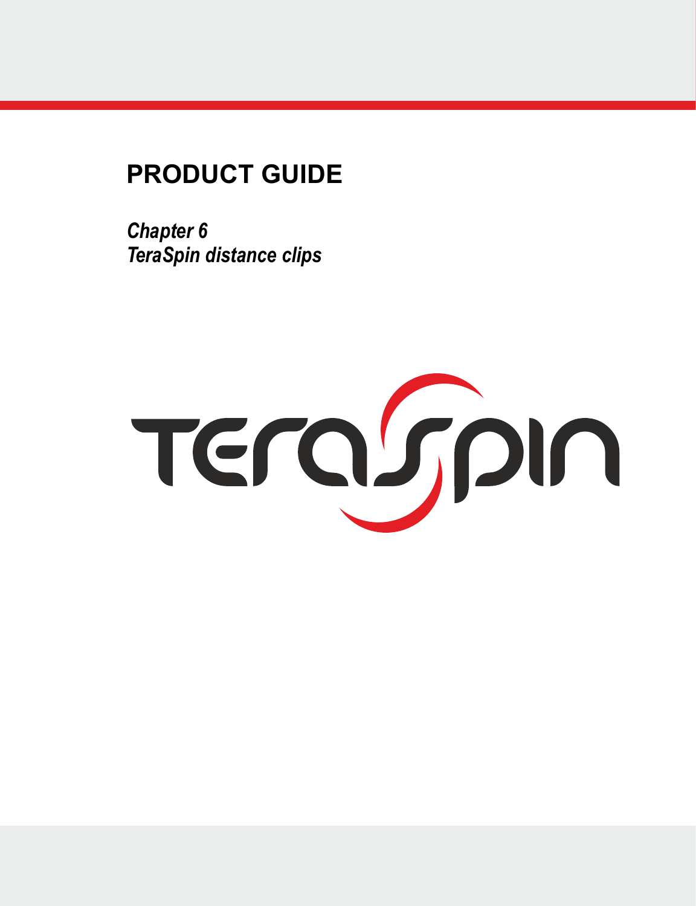# PRODUCT GUIDE

***Chapter 6***
***TeraSpin distance clips***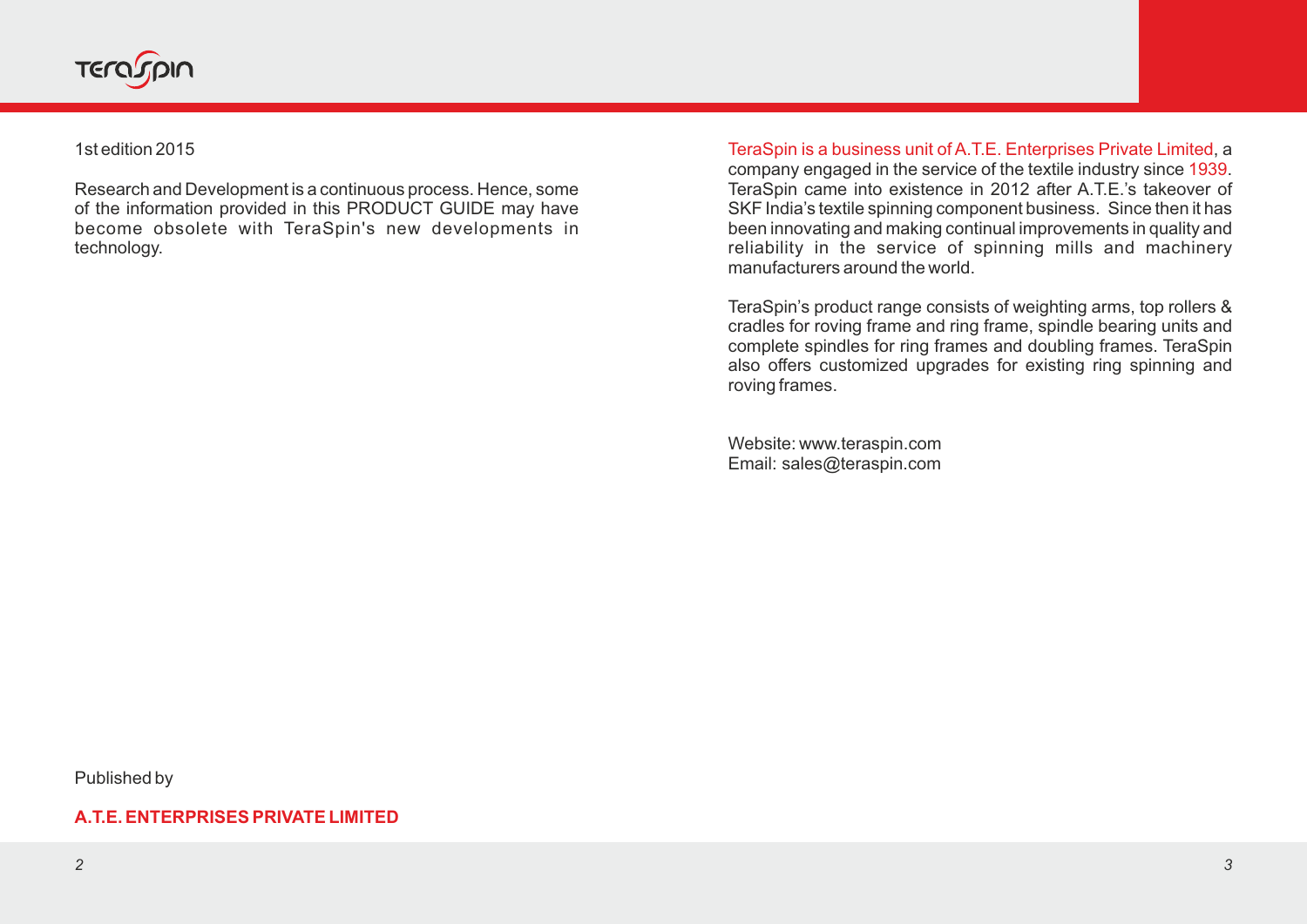1st edition 2015

Research and Development is a continuous process. Hence, some of the information provided in this PRODUCT GUIDE may have become obsolete with TeraSpin's new developments in technology.

Published by

**A.T.E. ENTERPRISES PRIVATE LIMITED**

TeraSpin is a business unit of A.T.E. Enterprises Private Limited, a company engaged in the service of the textile industry since 1939. TeraSpin came into existence in 2012 after A.T.E.'s takeover of SKF India's textile spinning component business. Since then it has been innovating and making continual improvements in quality and reliability in the service of spinning mills and machinery manufacturers around the world.

TeraSpin's product range consists of weighting arms, top rollers & cradles for roving frame and ring frame, spindle bearing units and complete spindles for ring frames and doubling frames. TeraSpin also offers customized upgrades for existing ring spinning and roving frames.

Website: www.teraspin.com
Email: sales@teraspin.com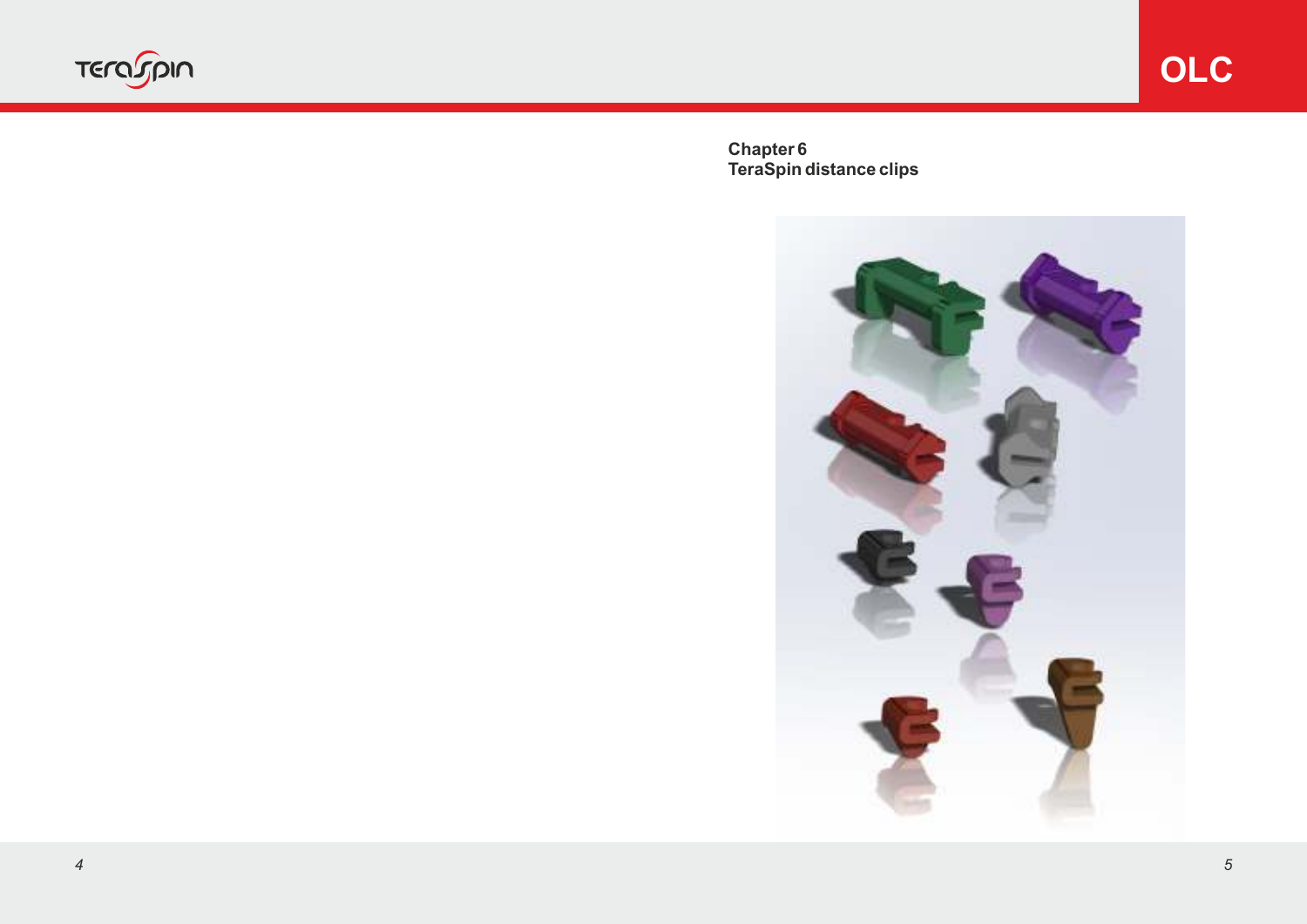**Chapter 6**
**TeraSpin distance clips**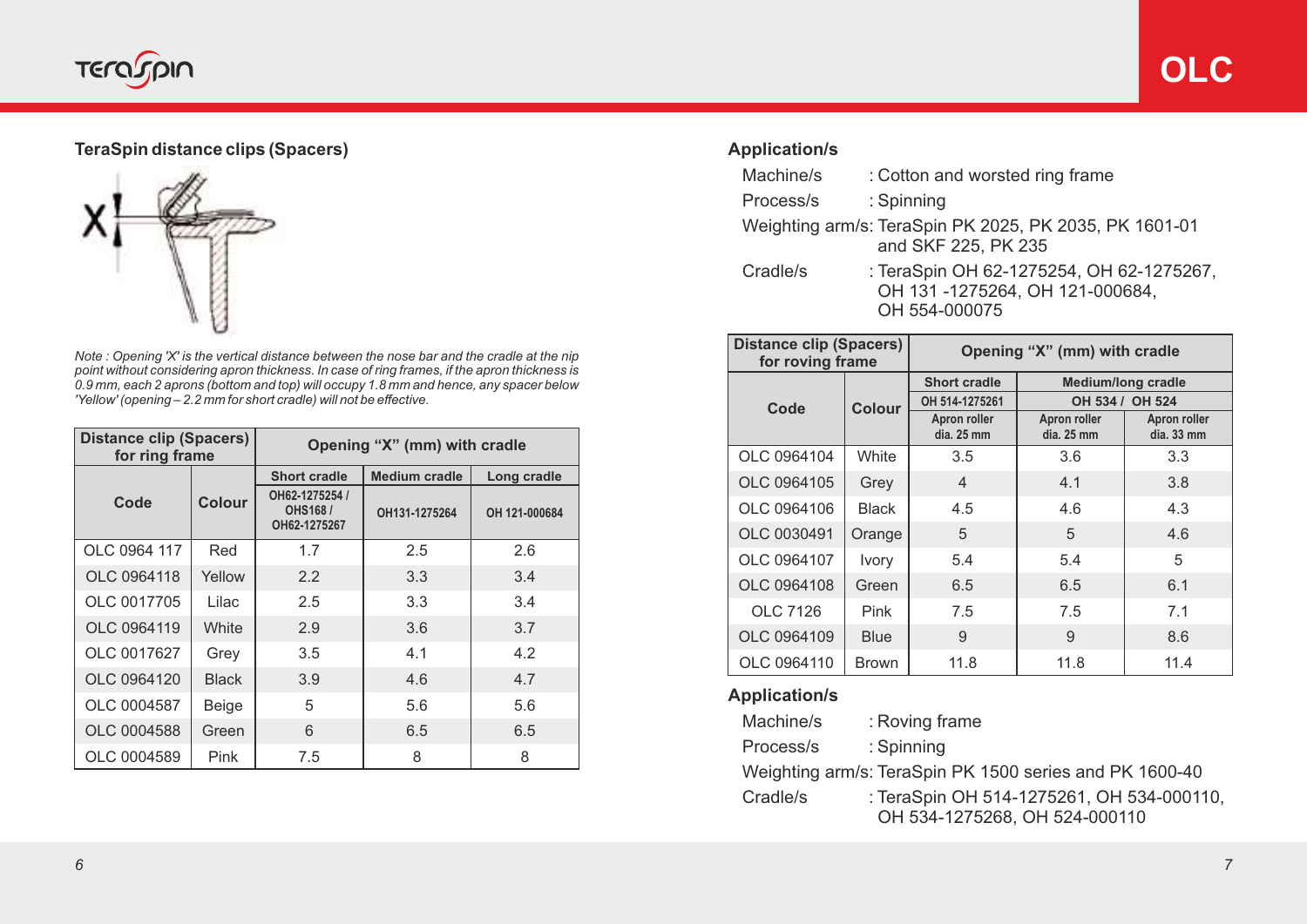## TeraSpin distance clips (Spacers)

*Note : Opening 'X' is the vertical distance between the nose bar and the cradle at the nip point without considering apron thickness. In case of ring frames, if the apron thickness is 0.9 mm, each 2 aprons (bottom and top) will occupy 1.8 mm and hence, any spacer below 'Yellow' (opening – 2.2 mm for short cradle) will not be effective.*

| Distance clip (Spacers) for ring frame | | Opening "X" (mm) with cradle | | |
|---|---|---|---|---|
| Code | Colour | Short cradle | Medium cradle | Long cradle |
| | | OH62-1275254 / OHS168 / OH62-1275267 | OH131-1275264 | OH 121-000684 |
| OLC 0964 117 | Red | 1.7 | 2.5 | 2.6 |
| OLC 0964118 | Yellow | 2.2 | 3.3 | 3.4 |
| OLC 0017705 | Lilac | 2.5 | 3.3 | 3.4 |
| OLC 0964119 | White | 2.9 | 3.6 | 3.7 |
| OLC 0017627 | Grey | 3.5 | 4.1 | 4.2 |
| OLC 0964120 | Black | 3.9 | 4.6 | 4.7 |
| OLC 0004587 | Beige | 5 | 5.6 | 5.6 |
| OLC 0004588 | Green | 6 | 6.5 | 6.5 |
| OLC 0004589 | Pink | 7.5 | 8 | 8 |

## Application/s

Machine/s : Cotton and worsted ring frame

Process/s : Spinning

Weighting arm/s: TeraSpin PK 2025, PK 2035, PK 1601-01 and SKF 225, PK 235

Cradle/s : TeraSpin OH 62-1275254, OH 62-1275267, OH 131 -1275264, OH 121-000684, OH 554-000075

| Distance clip (Spacers) for roving frame | | Opening "X" (mm) with cradle | | |
|---|---|---|---|---|
| Code | Colour | Short cradle | Medium/long cradle | |
| | | OH 514-1275261 | OH 534 / OH 524 | |
| | | Apron roller dia. 25 mm | Apron roller dia. 25 mm | Apron roller dia. 33 mm |
| OLC 0964104 | White | 3.5 | 3.6 | 3.3 |
| OLC 0964105 | Grey | 4 | 4.1 | 3.8 |
| OLC 0964106 | Black | 4.5 | 4.6 | 4.3 |
| OLC 0030491 | Orange | 5 | 5 | 4.6 |
| OLC 0964107 | Ivory | 5.4 | 5.4 | 5 |
| OLC 0964108 | Green | 6.5 | 6.5 | 6.1 |
| OLC 7126 | Pink | 7.5 | 7.5 | 7.1 |
| OLC 0964109 | Blue | 9 | 9 | 8.6 |
| OLC 0964110 | Brown | 11.8 | 11.8 | 11.4 |

## Application/s

Machine/s : Roving frame

Process/s : Spinning

Weighting arm/s: TeraSpin PK 1500 series and PK 1600-40

Cradle/s : TeraSpin OH 514-1275261, OH 534-000110, OH 534-1275268, OH 524-000110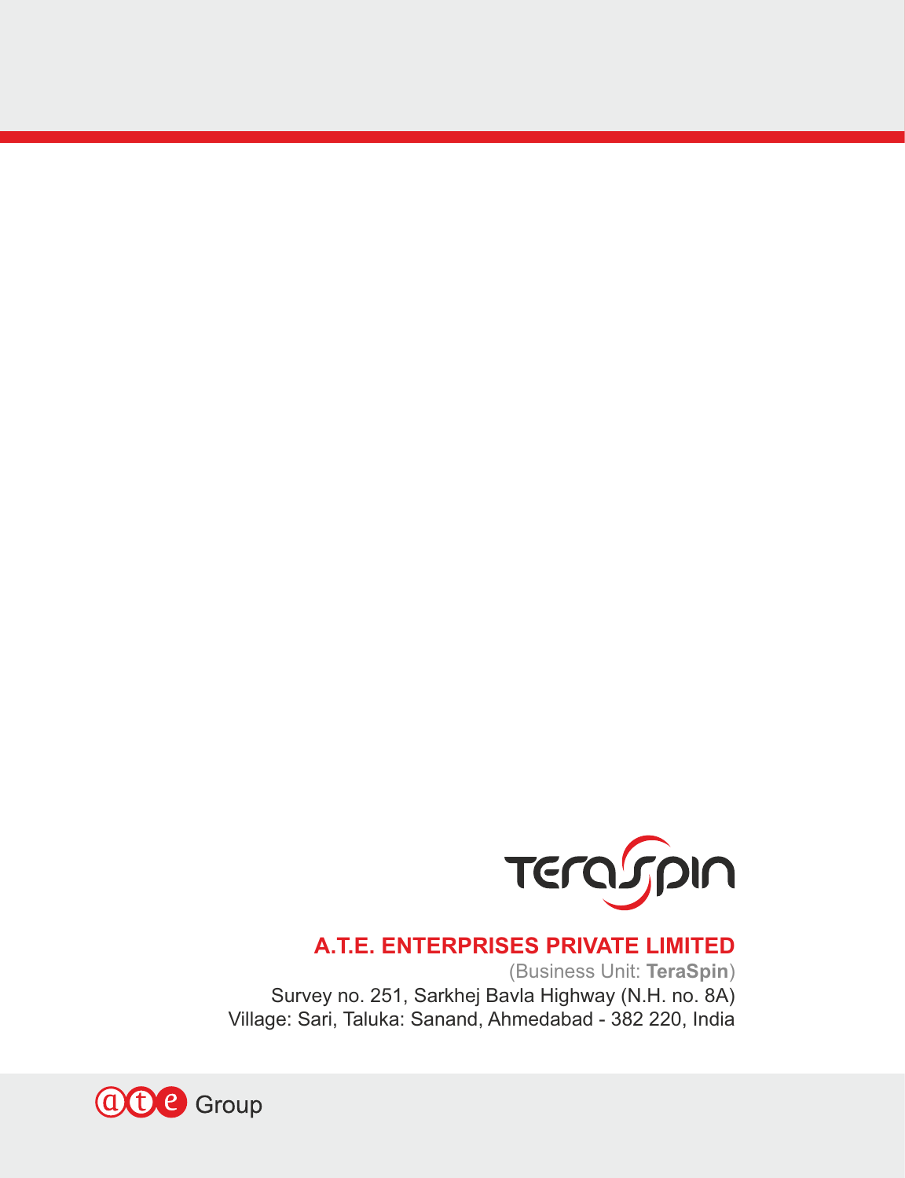TeraSpin

**A.T.E. ENTERPRISES PRIVATE LIMITED**

(Business Unit: **TeraSpin**)

Survey no. 251, Sarkhej Bavla Highway (N.H. no. 8A)

Village: Sari, Taluka: Sanand, Ahmedabad - 382 220, India

ate Group